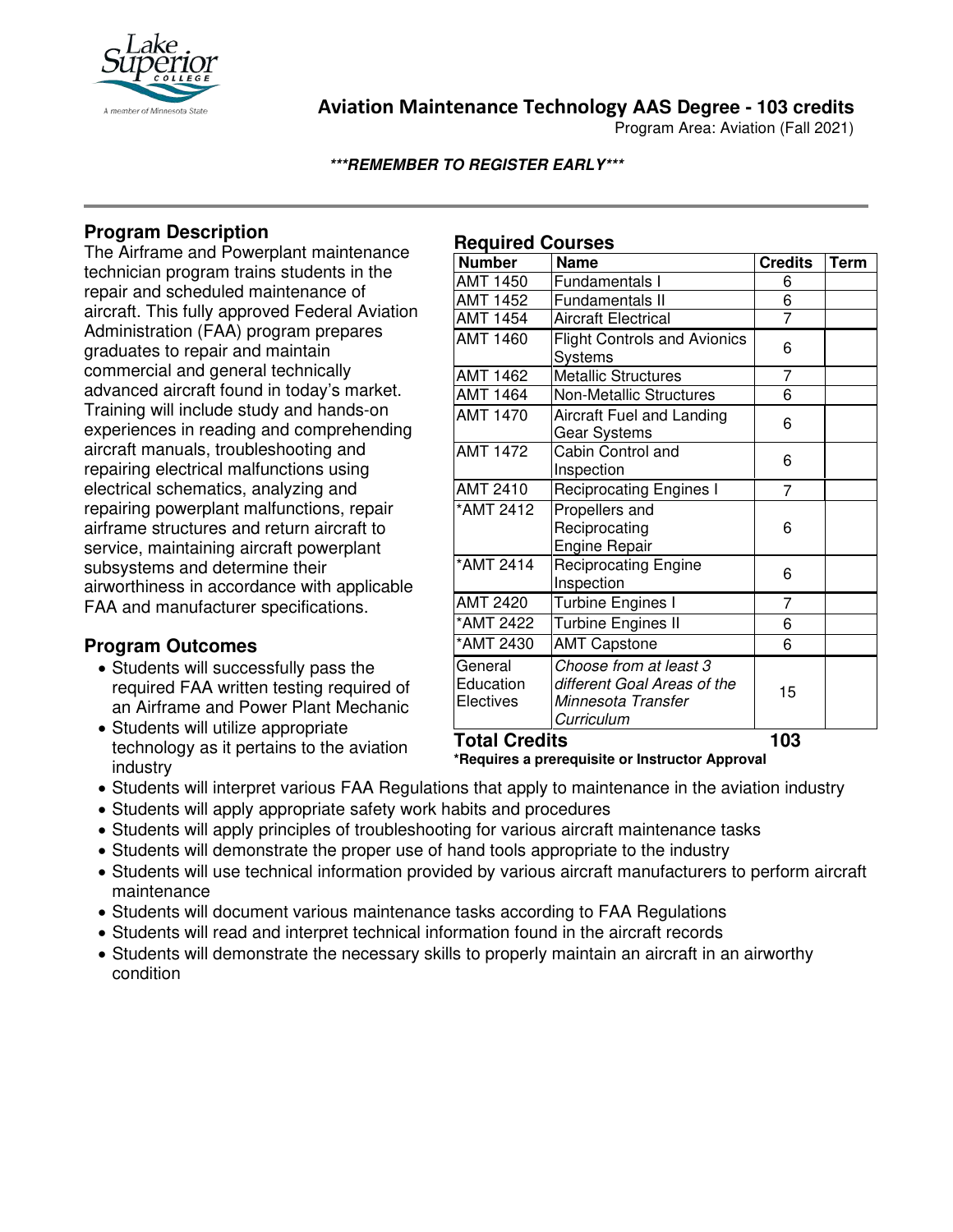# Aviation Maintenance Technology AAS Degree - 103 credits

Program Area: Aviation (Fall 2021)

***\*\*\*REMEMBER TO REGISTER EARLY\*\*\****

## Program Description

The Airframe and Powerplant maintenance technician program trains students in the repair and scheduled maintenance of aircraft. This fully approved Federal Aviation Administration (FAA) program prepares graduates to repair and maintain commercial and general technically advanced aircraft found in today's market. Training will include study and hands-on experiences in reading and comprehending aircraft manuals, troubleshooting and repairing electrical malfunctions using electrical schematics, analyzing and repairing powerplant malfunctions, repair airframe structures and return aircraft to service, maintaining aircraft powerplant subsystems and determine their airworthiness in accordance with applicable FAA and manufacturer specifications.

## Program Outcomes

- Students will successfully pass the required FAA written testing required of an Airframe and Power Plant Mechanic
- Students will utilize appropriate technology as it pertains to the aviation industry
- Students will interpret various FAA Regulations that apply to maintenance in the aviation industry
- Students will apply appropriate safety work habits and procedures
- Students will apply principles of troubleshooting for various aircraft maintenance tasks
- Students will demonstrate the proper use of hand tools appropriate to the industry
- Students will use technical information provided by various aircraft manufacturers to perform aircraft maintenance
- Students will document various maintenance tasks according to FAA Regulations
- Students will read and interpret technical information found in the aircraft records
- Students will demonstrate the necessary skills to properly maintain an aircraft in an airworthy condition

## Required Courses

| Number | Name | Credits | Term |
|---|---|---|---|
| AMT 1450 | Fundamentals I | 6 | |
| AMT 1452 | Fundamentals II | 6 | |
| AMT 1454 | Aircraft Electrical | 7 | |
| AMT 1460 | Flight Controls and Avionics Systems | 6 | |
| AMT 1462 | Metallic Structures | 7 | |
| AMT 1464 | Non-Metallic Structures | 6 | |
| AMT 1470 | Aircraft Fuel and Landing Gear Systems | 6 | |
| AMT 1472 | Cabin Control and Inspection | 6 | |
| AMT 2410 | Reciprocating Engines I | 7 | |
| *AMT 2412 | Propellers and Reciprocating Engine Repair | 6 | |
| *AMT 2414 | Reciprocating Engine Inspection | 6 | |
| AMT 2420 | Turbine Engines I | 7 | |
| *AMT 2422 | Turbine Engines II | 6 | |
| *AMT 2430 | AMT Capstone | 6 | |
| General Education Electives | *Choose from at least 3 different Goal Areas of the Minnesota Transfer Curriculum* | 15 | |
| **Total Credits** | | **103** | |

**\*Requires a prerequisite or Instructor Approval**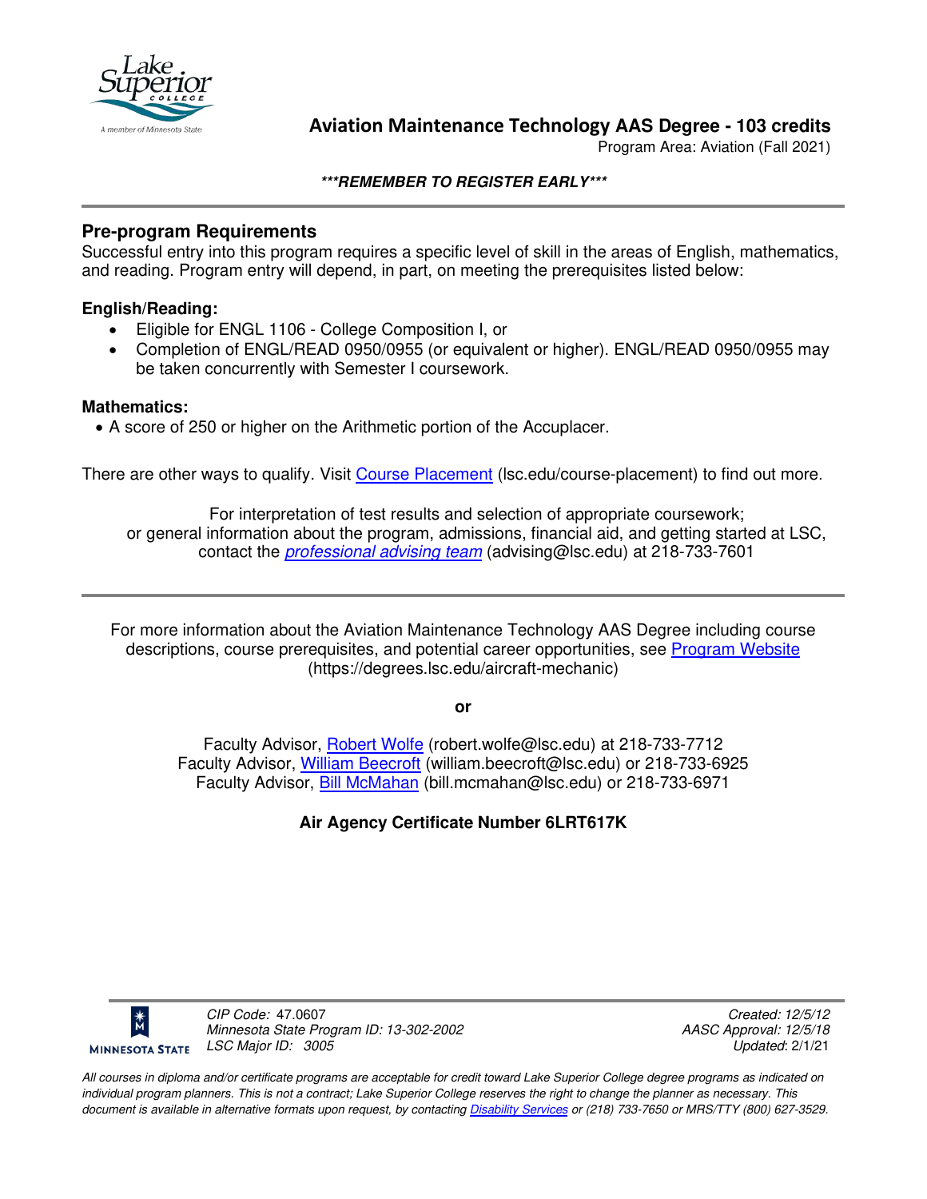## Aviation Maintenance Technology AAS Degree - 103 credits

Program Area: Aviation (Fall 2021)

***REMEMBER TO REGISTER EARLY***

### Pre-program Requirements

Successful entry into this program requires a specific level of skill in the areas of English, mathematics, and reading. Program entry will depend, in part, on meeting the prerequisites listed below:

**English/Reading:**

- Eligible for ENGL 1106 - College Composition I, or
- Completion of ENGL/READ 0950/0955 (or equivalent or higher). ENGL/READ 0950/0955 may be taken concurrently with Semester I coursework.

**Mathematics:**

- A score of 250 or higher on the Arithmetic portion of the Accuplacer.

There are other ways to qualify. Visit Course Placement (lsc.edu/course-placement) to find out more.

For interpretation of test results and selection of appropriate coursework; or general information about the program, admissions, financial aid, and getting started at LSC, contact the *professional advising team* (advising@lsc.edu) at 218-733-7601

For more information about the Aviation Maintenance Technology AAS Degree including course descriptions, course prerequisites, and potential career opportunities, see Program Website (https://degrees.lsc.edu/aircraft-mechanic)

**or**

Faculty Advisor, Robert Wolfe (robert.wolfe@lsc.edu) at 218-733-7712
Faculty Advisor, William Beecroft (william.beecroft@lsc.edu) or 218-733-6925
Faculty Advisor, Bill McMahan (bill.mcmahan@lsc.edu) or 218-733-6971

**Air Agency Certificate Number 6LRT617K**

*CIP Code:* 47.0607
*Minnesota State Program ID: 13-302-2002*
*LSC Major ID:* 3005

*Created: 12/5/12*
*AASC Approval: 12/5/18*
*Updated:* 2/1/21

*All courses in diploma and/or certificate programs are acceptable for credit toward Lake Superior College degree programs as indicated on individual program planners. This is not a contract; Lake Superior College reserves the right to change the planner as necessary. This document is available in alternative formats upon request, by contacting Disability Services or (218) 733-7650 or MRS/TTY (800) 627-3529.*